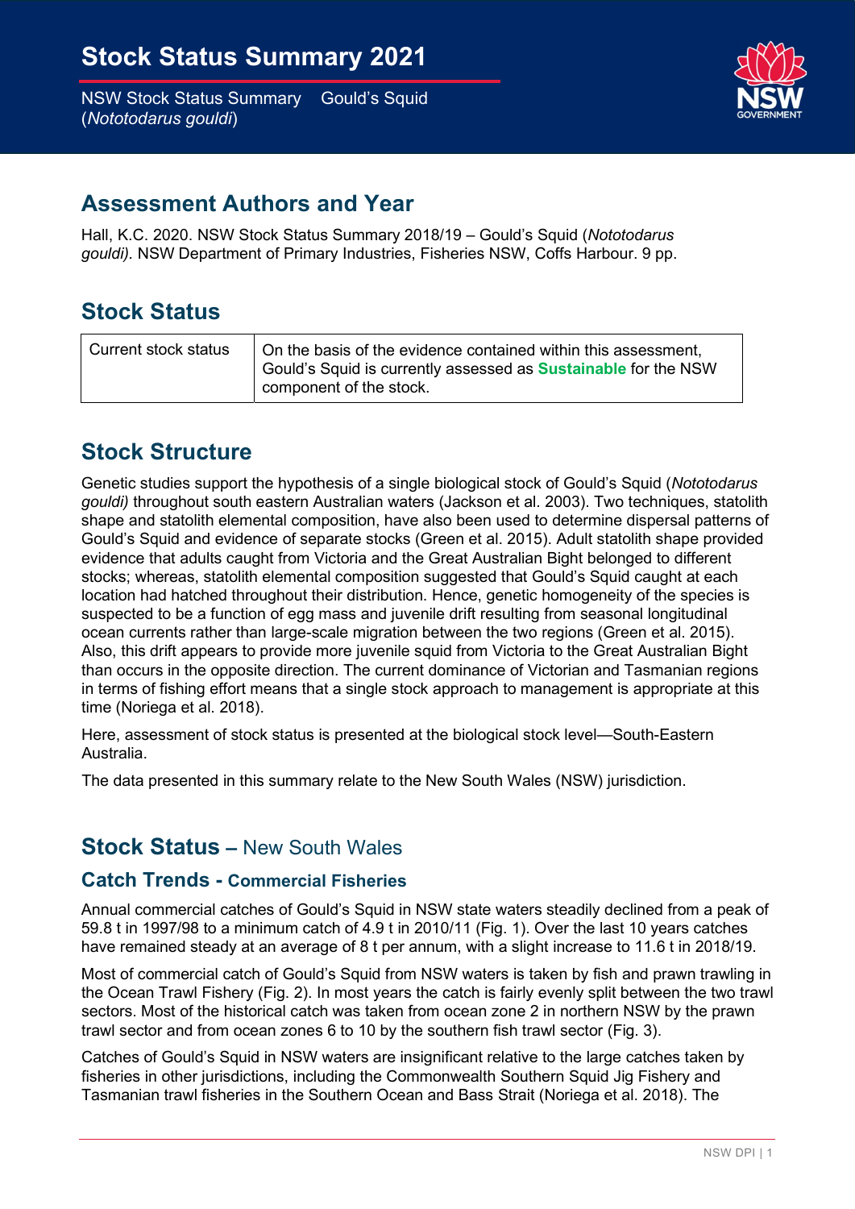# Stock Status Summary 2021

NSW Stock Status Summary Gould's Squid (*Nototodarus gouldi*)

## Assessment Authors and Year

Hall, K.C. 2020. NSW Stock Status Summary 2018/19 – Gould's Squid (*Nototodarus gouldi).* NSW Department of Primary Industries, Fisheries NSW, Coffs Harbour. 9 pp.

## Stock Status

| Current stock status | On the basis of the evidence contained within this assessment, Gould's Squid is currently assessed as **Sustainable** for the NSW component of the stock. |
|---|---|

## Stock Structure

Genetic studies support the hypothesis of a single biological stock of Gould's Squid (*Nototodarus gouldi)* throughout south eastern Australian waters (Jackson et al. 2003). Two techniques, statolith shape and statolith elemental composition, have also been used to determine dispersal patterns of Gould's Squid and evidence of separate stocks (Green et al. 2015). Adult statolith shape provided evidence that adults caught from Victoria and the Great Australian Bight belonged to different stocks; whereas, statolith elemental composition suggested that Gould's Squid caught at each location had hatched throughout their distribution. Hence, genetic homogeneity of the species is suspected to be a function of egg mass and juvenile drift resulting from seasonal longitudinal ocean currents rather than large-scale migration between the two regions (Green et al. 2015). Also, this drift appears to provide more juvenile squid from Victoria to the Great Australian Bight than occurs in the opposite direction. The current dominance of Victorian and Tasmanian regions in terms of fishing effort means that a single stock approach to management is appropriate at this time (Noriega et al. 2018).

Here, assessment of stock status is presented at the biological stock level—South-Eastern Australia.

The data presented in this summary relate to the New South Wales (NSW) jurisdiction.

## Stock Status – New South Wales

### Catch Trends - Commercial Fisheries

Annual commercial catches of Gould's Squid in NSW state waters steadily declined from a peak of 59.8 t in 1997/98 to a minimum catch of 4.9 t in 2010/11 (Fig. 1). Over the last 10 years catches have remained steady at an average of 8 t per annum, with a slight increase to 11.6 t in 2018/19.

Most of commercial catch of Gould's Squid from NSW waters is taken by fish and prawn trawling in the Ocean Trawl Fishery (Fig. 2). In most years the catch is fairly evenly split between the two trawl sectors. Most of the historical catch was taken from ocean zone 2 in northern NSW by the prawn trawl sector and from ocean zones 6 to 10 by the southern fish trawl sector (Fig. 3).

Catches of Gould's Squid in NSW waters are insignificant relative to the large catches taken by fisheries in other jurisdictions, including the Commonwealth Southern Squid Jig Fishery and Tasmanian trawl fisheries in the Southern Ocean and Bass Strait (Noriega et al. 2018). The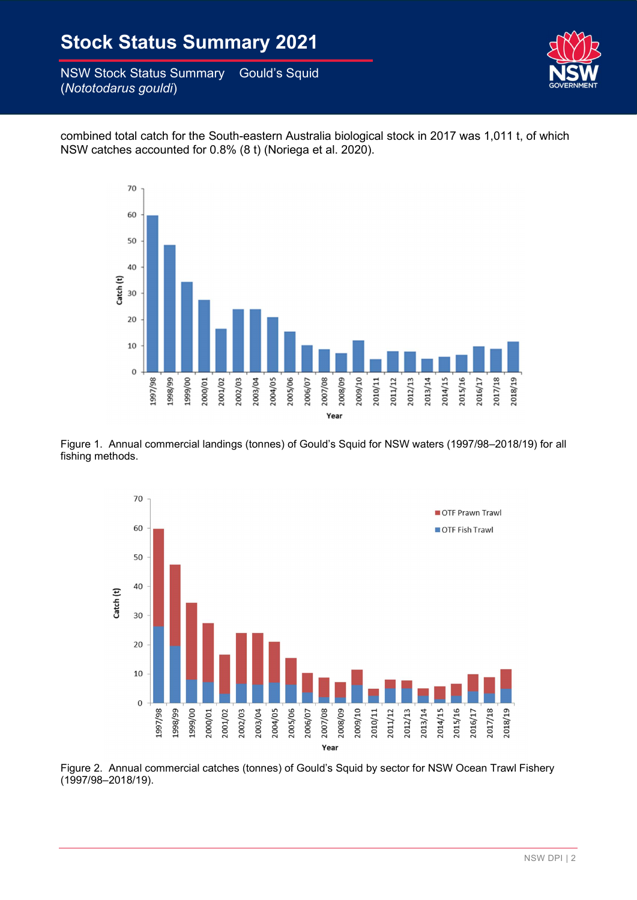combined total catch for the South-eastern Australia biological stock in 2017 was 1,011 t, of which NSW catches accounted for 0.8% (8 t) (Noriega et al. 2020).

Figure 1. Annual commercial landings (tonnes) of Gould's Squid for NSW waters (1997/98–2018/19) for all fishing methods.

Figure 2. Annual commercial catches (tonnes) of Gould's Squid by sector for NSW Ocean Trawl Fishery (1997/98–2018/19).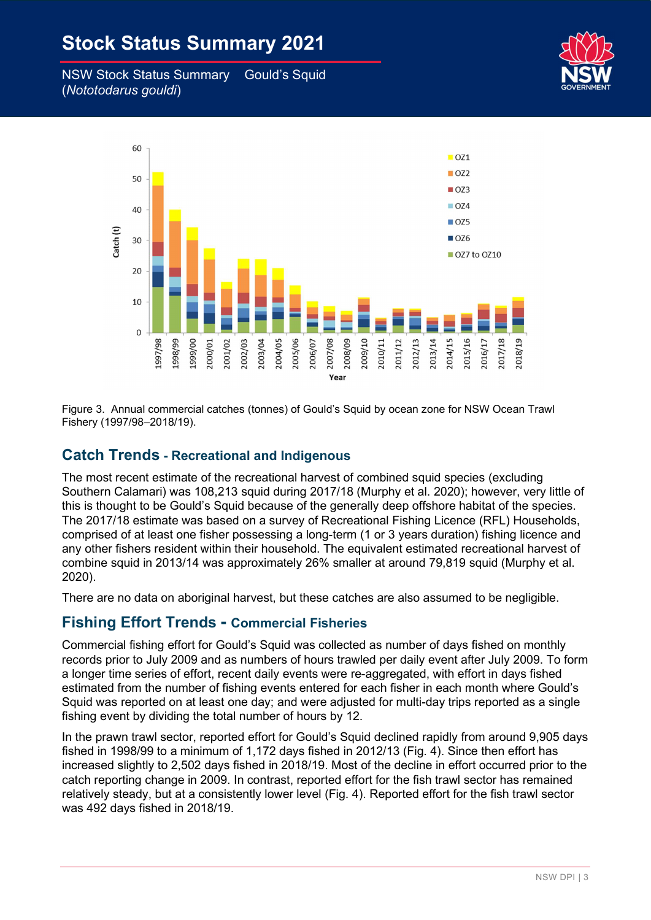Figure 3. Annual commercial catches (tonnes) of Gould's Squid by ocean zone for NSW Ocean Trawl Fishery (1997/98–2018/19).

## Catch Trends - Recreational and Indigenous

The most recent estimate of the recreational harvest of combined squid species (excluding Southern Calamari) was 108,213 squid during 2017/18 (Murphy et al. 2020); however, very little of this is thought to be Gould's Squid because of the generally deep offshore habitat of the species. The 2017/18 estimate was based on a survey of Recreational Fishing Licence (RFL) Households, comprised of at least one fisher possessing a long-term (1 or 3 years duration) fishing licence and any other fishers resident within their household. The equivalent estimated recreational harvest of combine squid in 2013/14 was approximately 26% smaller at around 79,819 squid (Murphy et al. 2020).

There are no data on aboriginal harvest, but these catches are also assumed to be negligible.

## Fishing Effort Trends - Commercial Fisheries

Commercial fishing effort for Gould's Squid was collected as number of days fished on monthly records prior to July 2009 and as numbers of hours trawled per daily event after July 2009. To form a longer time series of effort, recent daily events were re-aggregated, with effort in days fished estimated from the number of fishing events entered for each fisher in each month where Gould's Squid was reported on at least one day; and were adjusted for multi-day trips reported as a single fishing event by dividing the total number of hours by 12.

In the prawn trawl sector, reported effort for Gould's Squid declined rapidly from around 9,905 days fished in 1998/99 to a minimum of 1,172 days fished in 2012/13 (Fig. 4). Since then effort has increased slightly to 2,502 days fished in 2018/19. Most of the decline in effort occurred prior to the catch reporting change in 2009. In contrast, reported effort for the fish trawl sector has remained relatively steady, but at a consistently lower level (Fig. 4). Reported effort for the fish trawl sector was 492 days fished in 2018/19.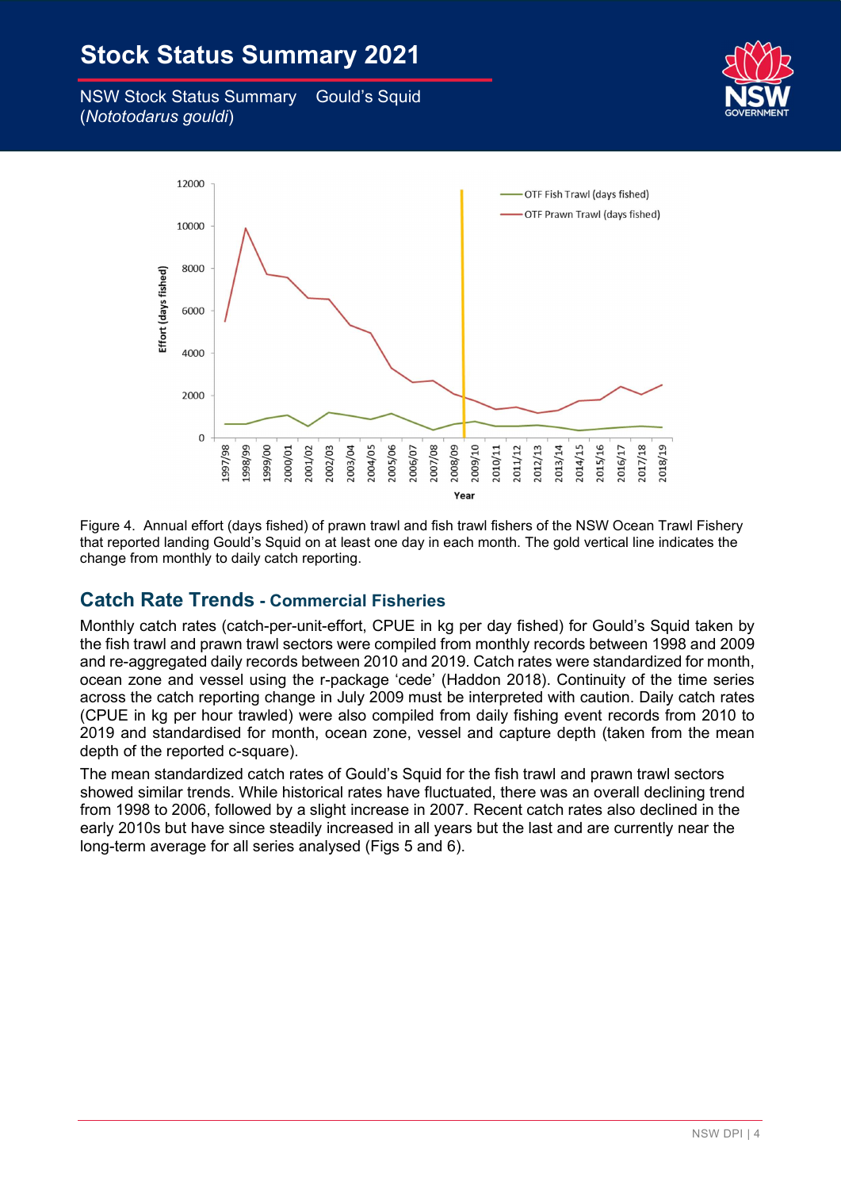Figure 4. Annual effort (days fished) of prawn trawl and fish trawl fishers of the NSW Ocean Trawl Fishery that reported landing Gould's Squid on at least one day in each month. The gold vertical line indicates the change from monthly to daily catch reporting.

## Catch Rate Trends - Commercial Fisheries

Monthly catch rates (catch-per-unit-effort, CPUE in kg per day fished) for Gould's Squid taken by the fish trawl and prawn trawl sectors were compiled from monthly records between 1998 and 2009 and re-aggregated daily records between 2010 and 2019. Catch rates were standardized for month, ocean zone and vessel using the r-package 'cede' (Haddon 2018). Continuity of the time series across the catch reporting change in July 2009 must be interpreted with caution. Daily catch rates (CPUE in kg per hour trawled) were also compiled from daily fishing event records from 2010 to 2019 and standardised for month, ocean zone, vessel and capture depth (taken from the mean depth of the reported c-square).

The mean standardized catch rates of Gould's Squid for the fish trawl and prawn trawl sectors showed similar trends. While historical rates have fluctuated, there was an overall declining trend from 1998 to 2006, followed by a slight increase in 2007. Recent catch rates also declined in the early 2010s but have since steadily increased in all years but the last and are currently near the long-term average for all series analysed (Figs 5 and 6).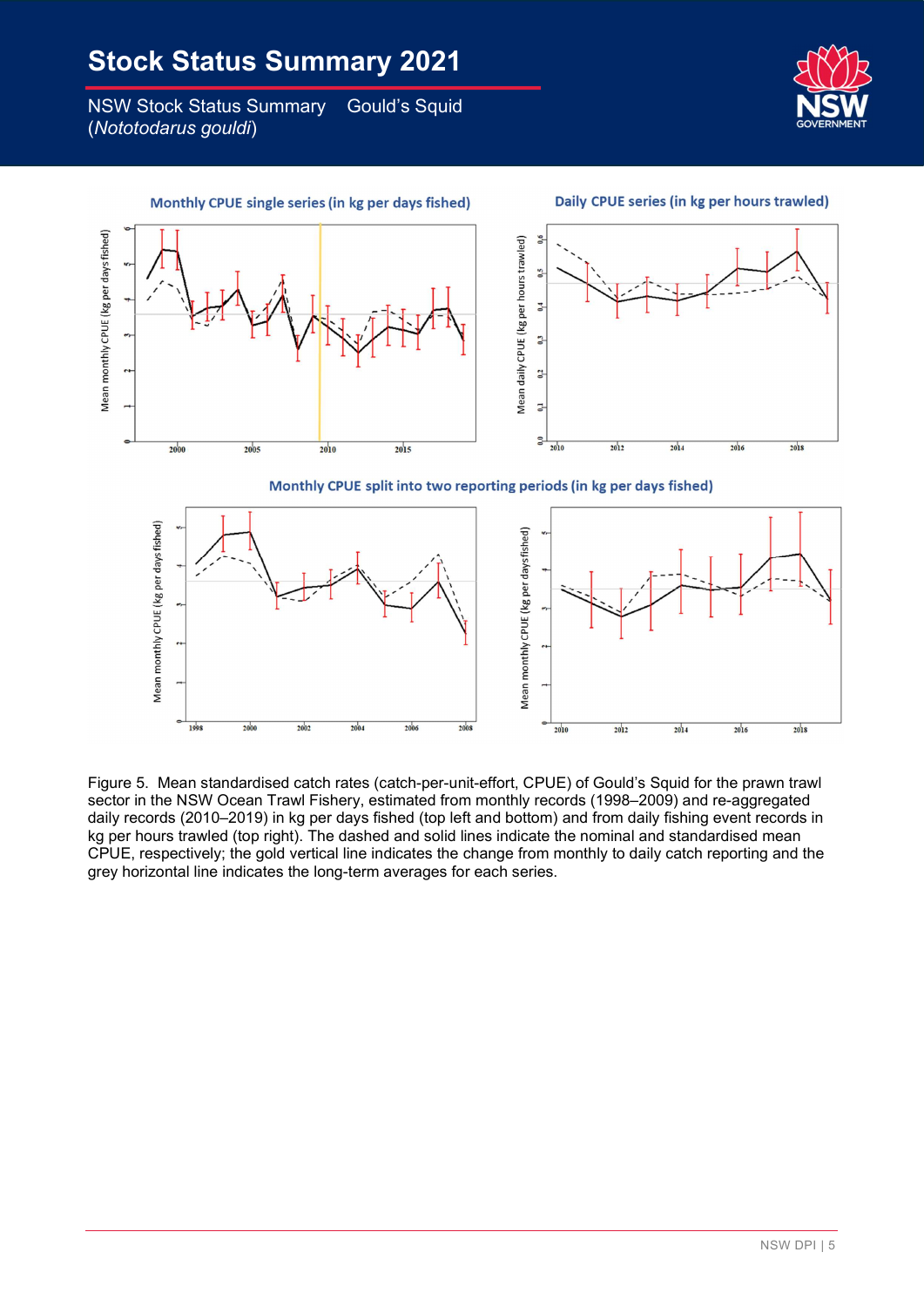Figure 5. Mean standardised catch rates (catch-per-unit-effort, CPUE) of Gould's Squid for the prawn trawl sector in the NSW Ocean Trawl Fishery, estimated from monthly records (1998–2009) and re-aggregated daily records (2010–2019) in kg per days fished (top left and bottom) and from daily fishing event records in kg per hours trawled (top right). The dashed and solid lines indicate the nominal and standardised mean CPUE, respectively; the gold vertical line indicates the change from monthly to daily catch reporting and the grey horizontal line indicates the long-term averages for each series.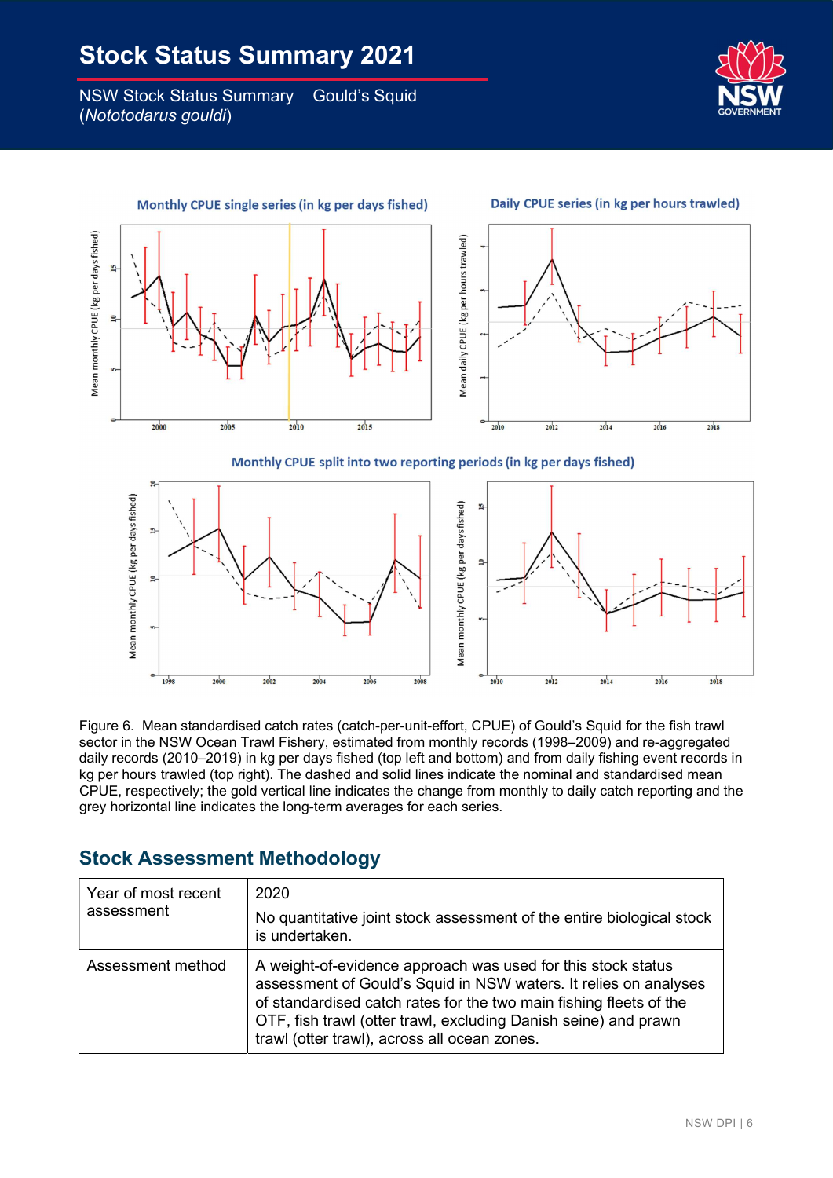Figure 6. Mean standardised catch rates (catch-per-unit-effort, CPUE) of Gould's Squid for the fish trawl sector in the NSW Ocean Trawl Fishery, estimated from monthly records (1998–2009) and re-aggregated daily records (2010–2019) in kg per days fished (top left and bottom) and from daily fishing event records in kg per hours trawled (top right). The dashed and solid lines indicate the nominal and standardised mean CPUE, respectively; the gold vertical line indicates the change from monthly to daily catch reporting and the grey horizontal line indicates the long-term averages for each series.

## Stock Assessment Methodology

| | |
|---|---|
| Year of most recent assessment | 2020<br><br>No quantitative joint stock assessment of the entire biological stock is undertaken. |
| Assessment method | A weight-of-evidence approach was used for this stock status assessment of Gould's Squid in NSW waters. It relies on analyses of standardised catch rates for the two main fishing fleets of the OTF, fish trawl (otter trawl, excluding Danish seine) and prawn trawl (otter trawl), across all ocean zones. |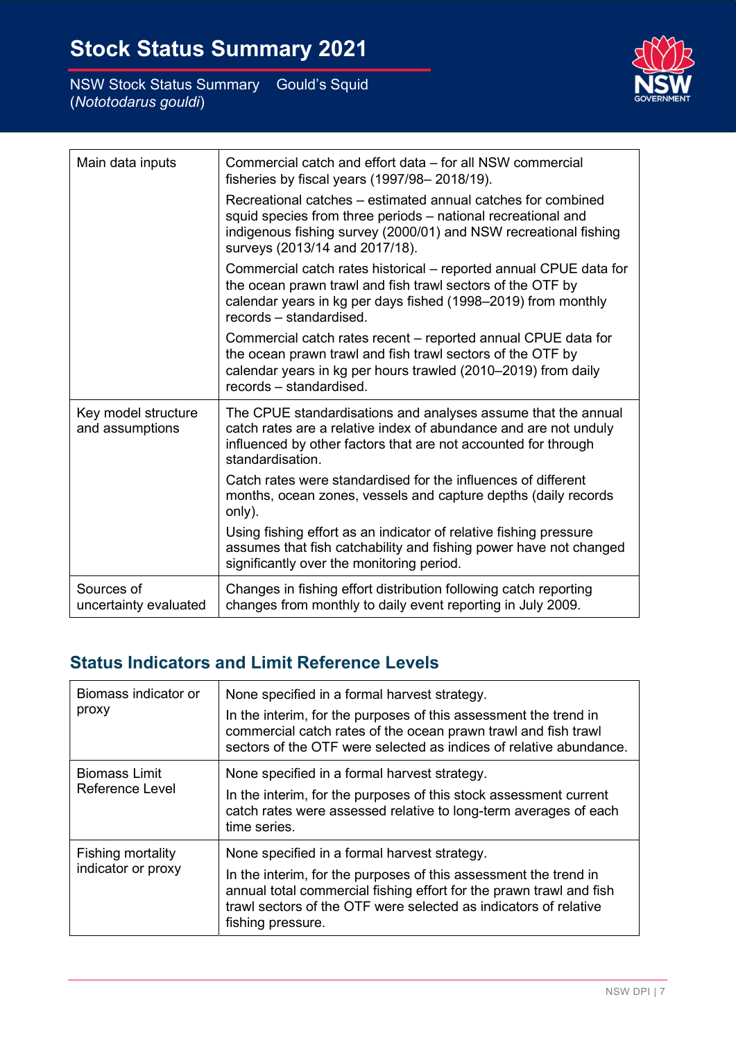| Main data inputs | Commercial catch and effort data – for all NSW commercial fisheries by fiscal years (1997/98– 2018/19). Recreational catches – estimated annual catches for combined squid species from three periods – national recreational and indigenous fishing survey (2000/01) and NSW recreational fishing surveys (2013/14 and 2017/18). Commercial catch rates historical – reported annual CPUE data for the ocean prawn trawl and fish trawl sectors of the OTF by calendar years in kg per days fished (1998–2019) from monthly records – standardised. Commercial catch rates recent – reported annual CPUE data for the ocean prawn trawl and fish trawl sectors of the OTF by calendar years in kg per hours trawled (2010–2019) from daily records – standardised. |
|---|---|
| Key model structure and assumptions | The CPUE standardisations and analyses assume that the annual catch rates are a relative index of abundance and are not unduly influenced by other factors that are not accounted for through standardisation. Catch rates were standardised for the influences of different months, ocean zones, vessels and capture depths (daily records only). Using fishing effort as an indicator of relative fishing pressure assumes that fish catchability and fishing power have not changed significantly over the monitoring period. |
| Sources of uncertainty evaluated | Changes in fishing effort distribution following catch reporting changes from monthly to daily event reporting in July 2009. |

## Status Indicators and Limit Reference Levels

| Biomass indicator or proxy | None specified in a formal harvest strategy. In the interim, for the purposes of this assessment the trend in commercial catch rates of the ocean prawn trawl and fish trawl sectors of the OTF were selected as indices of relative abundance. |
|---|---|
| Biomass Limit Reference Level | None specified in a formal harvest strategy. In the interim, for the purposes of this stock assessment current catch rates were assessed relative to long-term averages of each time series. |
| Fishing mortality indicator or proxy | None specified in a formal harvest strategy. In the interim, for the purposes of this assessment the trend in annual total commercial fishing effort for the prawn trawl and fish trawl sectors of the OTF were selected as indicators of relative fishing pressure. |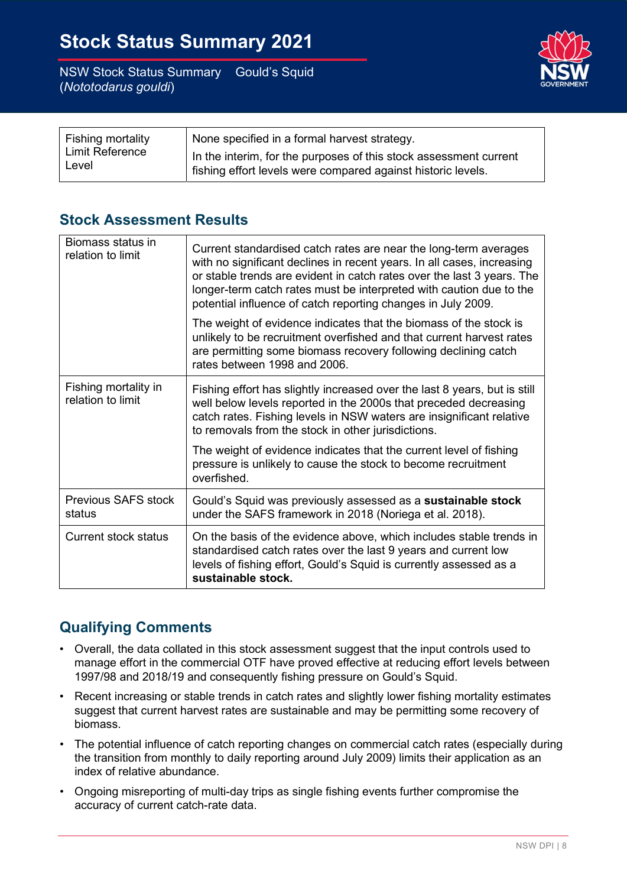| Fishing mortality Limit Reference Level | None specified in a formal harvest strategy.<br>In the interim, for the purposes of this stock assessment current fishing effort levels were compared against historic levels. |
|---|---|

## Stock Assessment Results

| Biomass status in relation to limit | Current standardised catch rates are near the long-term averages with no significant declines in recent years. In all cases, increasing or stable trends are evident in catch rates over the last 3 years. The longer-term catch rates must be interpreted with caution due to the potential influence of catch reporting changes in July 2009.<br>The weight of evidence indicates that the biomass of the stock is unlikely to be recruitment overfished and that current harvest rates are permitting some biomass recovery following declining catch rates between 1998 and 2006. |
|---|---|
| Fishing mortality in relation to limit | Fishing effort has slightly increased over the last 8 years, but is still well below levels reported in the 2000s that preceded decreasing catch rates. Fishing levels in NSW waters are insignificant relative to removals from the stock in other jurisdictions.<br>The weight of evidence indicates that the current level of fishing pressure is unlikely to cause the stock to become recruitment overfished. |
| Previous SAFS stock status | Gould's Squid was previously assessed as a **sustainable stock** under the SAFS framework in 2018 (Noriega et al. 2018). |
| Current stock status | On the basis of the evidence above, which includes stable trends in standardised catch rates over the last 9 years and current low levels of fishing effort, Gould's Squid is currently assessed as a **sustainable stock.** |

## Qualifying Comments

- Overall, the data collated in this stock assessment suggest that the input controls used to manage effort in the commercial OTF have proved effective at reducing effort levels between 1997/98 and 2018/19 and consequently fishing pressure on Gould's Squid.
- Recent increasing or stable trends in catch rates and slightly lower fishing mortality estimates suggest that current harvest rates are sustainable and may be permitting some recovery of biomass.
- The potential influence of catch reporting changes on commercial catch rates (especially during the transition from monthly to daily reporting around July 2009) limits their application as an index of relative abundance.
- Ongoing misreporting of multi-day trips as single fishing events further compromise the accuracy of current catch-rate data.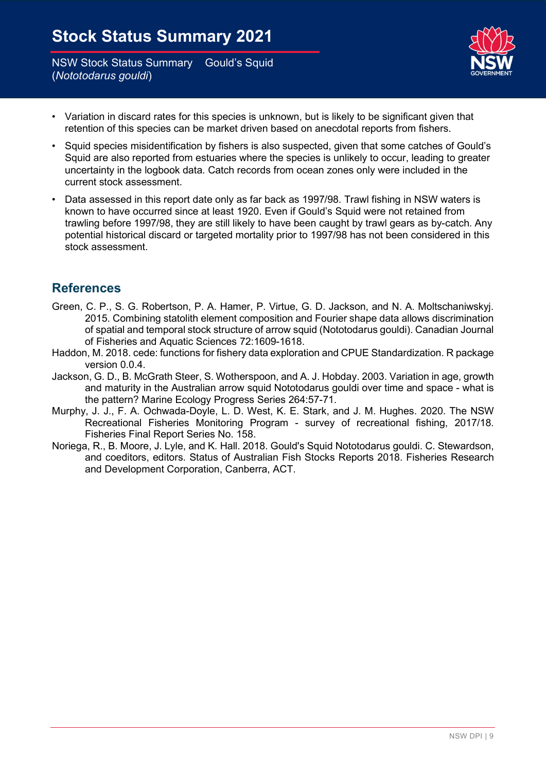- Variation in discard rates for this species is unknown, but is likely to be significant given that retention of this species can be market driven based on anecdotal reports from fishers.
- Squid species misidentification by fishers is also suspected, given that some catches of Gould's Squid are also reported from estuaries where the species is unlikely to occur, leading to greater uncertainty in the logbook data. Catch records from ocean zones only were included in the current stock assessment.
- Data assessed in this report date only as far back as 1997/98. Trawl fishing in NSW waters is known to have occurred since at least 1920. Even if Gould's Squid were not retained from trawling before 1997/98, they are still likely to have been caught by trawl gears as by-catch. Any potential historical discard or targeted mortality prior to 1997/98 has not been considered in this stock assessment.

## References

Green, C. P., S. G. Robertson, P. A. Hamer, P. Virtue, G. D. Jackson, and N. A. Moltschaniwskyj. 2015. Combining statolith element composition and Fourier shape data allows discrimination of spatial and temporal stock structure of arrow squid (Nototodarus gouldi). Canadian Journal of Fisheries and Aquatic Sciences 72:1609-1618.

Haddon, M. 2018. cede: functions for fishery data exploration and CPUE Standardization. R package version 0.0.4.

Jackson, G. D., B. McGrath Steer, S. Wotherspoon, and A. J. Hobday. 2003. Variation in age, growth and maturity in the Australian arrow squid Nototodarus gouldi over time and space - what is the pattern? Marine Ecology Progress Series 264:57-71.

Murphy, J. J., F. A. Ochwada-Doyle, L. D. West, K. E. Stark, and J. M. Hughes. 2020. The NSW Recreational Fisheries Monitoring Program - survey of recreational fishing, 2017/18. Fisheries Final Report Series No. 158.

Noriega, R., B. Moore, J. Lyle, and K. Hall. 2018. Gould's Squid Nototodarus gouldi. C. Stewardson, and coeditors, editors. Status of Australian Fish Stocks Reports 2018. Fisheries Research and Development Corporation, Canberra, ACT.